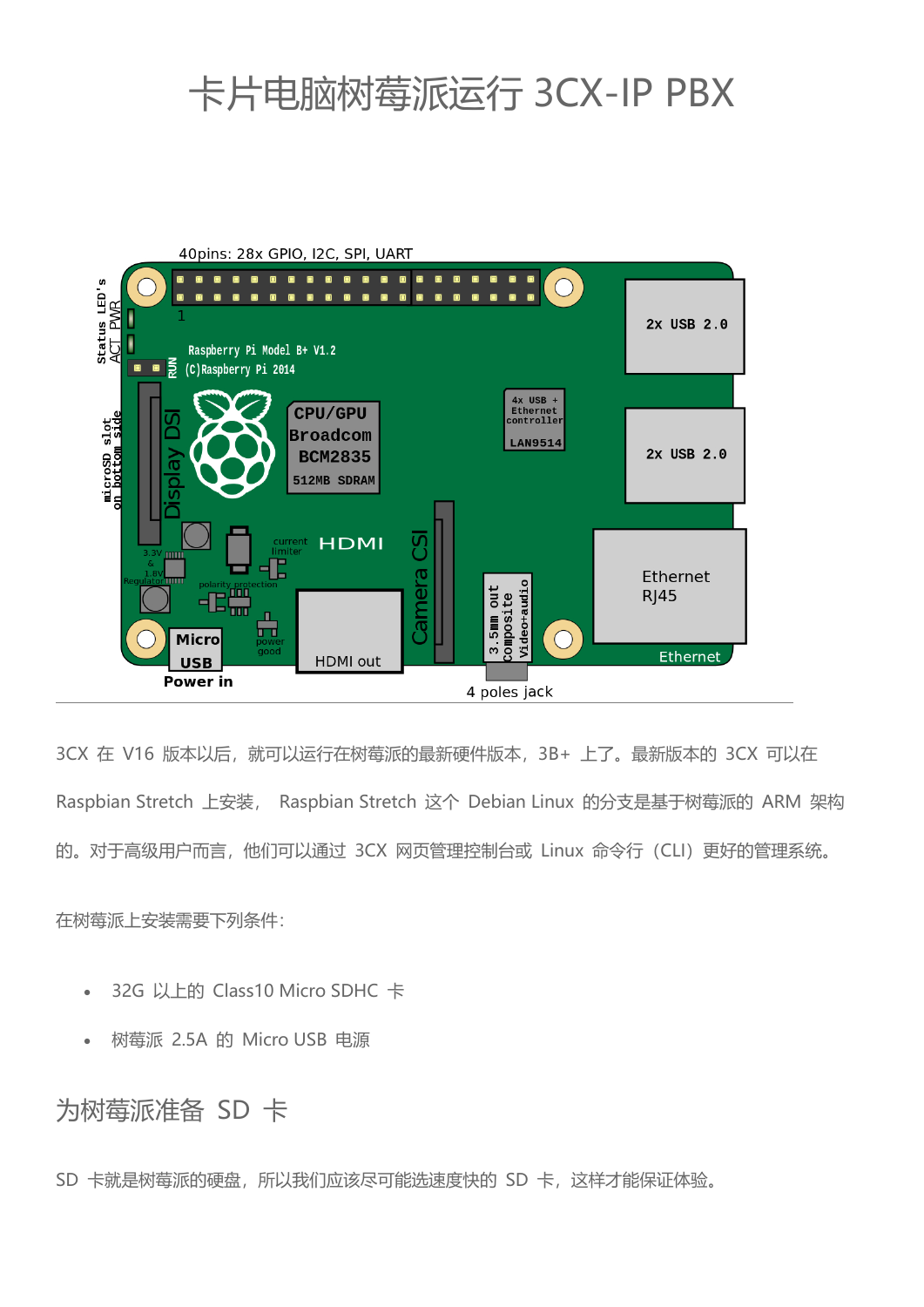# 卡片电脑树莓派运行 3CX-IP PBX

40pins: 28x GPIO, I2C, SPI, UART

Raspberry Pi Model B+ V1.2
(C)Raspberry Pi 2014

CPU/GPU Broadcom BCM2835 512MB SDRAM

4x USB + Ethernet controller LAN9514

2x USB 2.0

2x USB 2.0

Ethernet RJ45

Ethernet

Status LED's ACT PWR

RUN

microSD slot on bottom side

Display DSI

HDMI

Camera CSI

3.5mm out Composite Video+audio

4 poles jack

current limiter

3.3V & 1.8V Regulator

polarity protection

power good

Micro USB

Power in

HDMI out

3CX 在 V16 版本以后，就可以运行在树莓派的最新硬件版本，3B+ 上了。最新版本的 3CX 可以在 Raspbian Stretch 上安装， Raspbian Stretch 这个 Debian Linux 的分支是基于树莓派的 ARM 架构的。对于高级用户而言，他们可以通过 3CX 网页管理控制台或 Linux 命令行（CLI）更好的管理系统。

在树莓派上安装需要下列条件：

- 32G 以上的 Class10 Micro SDHC 卡
- 树莓派 2.5A 的 Micro USB 电源

## 为树莓派准备 SD 卡

SD 卡就是树莓派的硬盘，所以我们应该尽可能选速度快的 SD 卡，这样才能保证体验。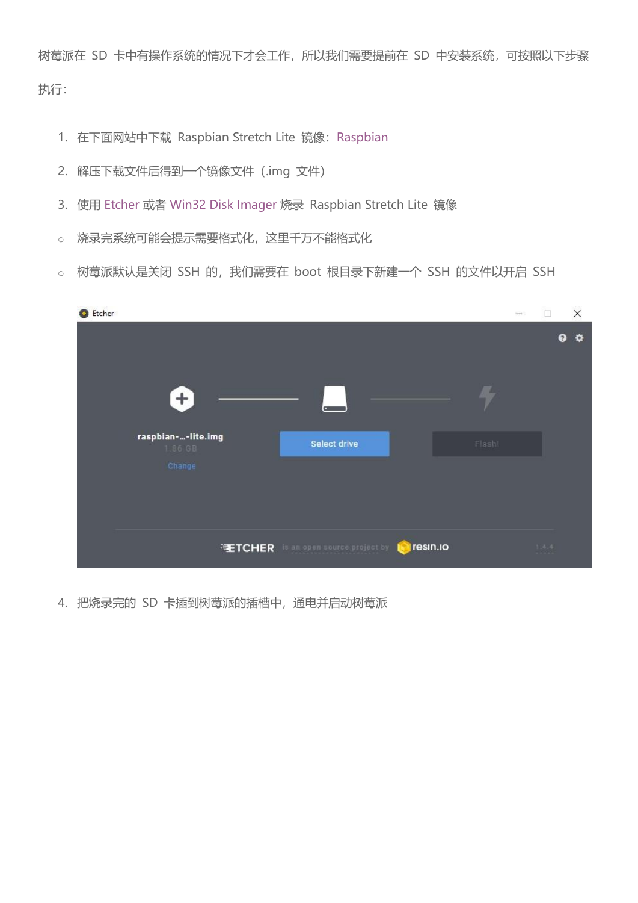树莓派在 SD 卡中有操作系统的情况下才会工作，所以我们需要提前在 SD 中安装系统，可按照以下步骤执行：

1. 在下面网站中下载 Raspbian Stretch Lite 镜像：Raspbian
2. 解压下载文件后得到一个镜像文件（.img 文件）
3. 使用 Etcher 或者 Win32 Disk Imager 烧录 Raspbian Stretch Lite 镜像
   - 烧录完系统可能会提示需要格式化，这里千万不能格式化
   - 树莓派默认是关闭 SSH 的，我们需要在 boot 根目录下新建一个 SSH 的文件以开启 SSH
4. 把烧录完的 SD 卡插到树莓派的插槽中，通电并启动树莓派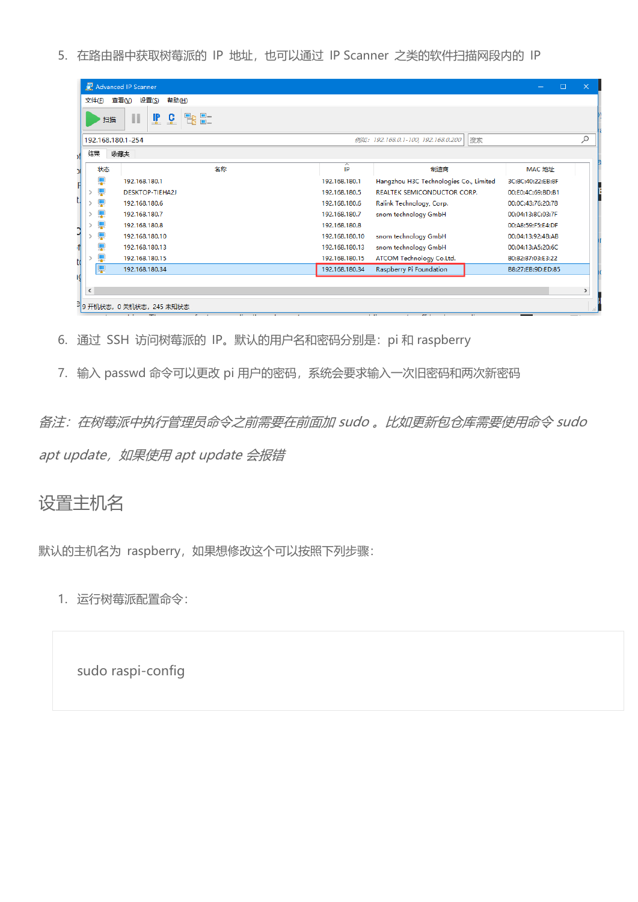5. 在路由器中获取树莓派的 IP 地址，也可以通过 IP Scanner 之类的软件扫描网段内的 IP

6. 通过 SSH 访问树莓派的 IP。默认的用户名和密码分别是：pi 和 raspberry

7. 输入 passwd 命令可以更改 pi 用户的密码，系统会要求输入一次旧密码和两次新密码

*备注：在树莓派中执行管理员命令之前需要在前面加 sudo 。比如更新包仓库需要使用命令 sudo apt update，如果使用 apt update 会报错*

## 设置主机名

默认的主机名为 raspberry，如果想修改这个可以按照下列步骤：

1. 运行树莓派配置命令：

```
sudo raspi-config
```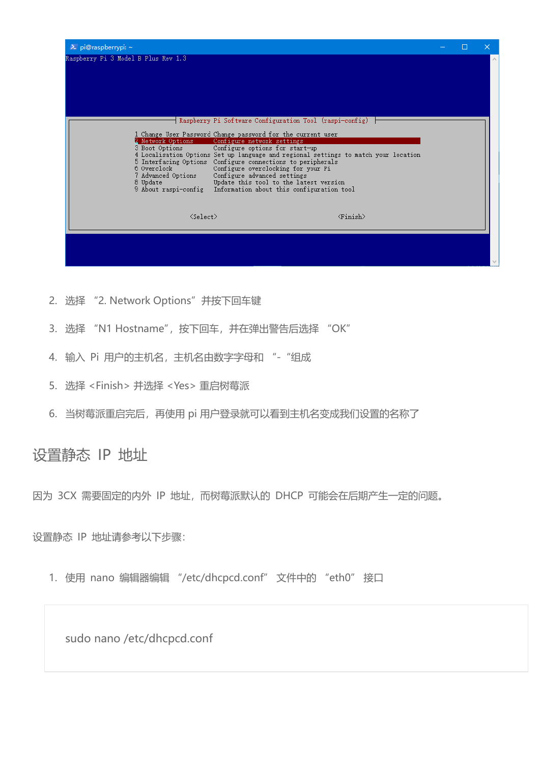```
pi@raspberrypi: ~
Raspberry Pi 3 Model B Plus Rev 1.3

Raspberry Pi Software Configuration Tool (raspi-config)

1 Change User Password Change password for the current user
2 Network Options      Configure network settings
3 Boot Options         Configure options for start-up
4 Localisation Options Set up language and regional settings to match your location
5 Interfacing Options  Configure connections to peripherals
6 Overclock            Configure overclocking for your Pi
7 Advanced Options     Configure advanced settings
8 Update               Update this tool to the latest version
9 About raspi-config   Information about this configuration tool

<Select>                    <Finish>
```

2. 选择 “2. Network Options”并按下回车键
3. 选择 “N1 Hostname”，按下回车，并在弹出警告后选择 “OK”
4. 输入 Pi 用户的主机名，主机名由数字字母和 “- “组成
5. 选择 <Finish> 并选择 <Yes> 重启树莓派
6. 当树莓派重启完后，再使用 pi 用户登录就可以看到主机名变成我们设置的名称了

## 设置静态 IP 地址

因为 3CX 需要固定的内外 IP 地址，而树莓派默认的 DHCP 可能会在后期产生一定的问题。

设置静态 IP 地址请参考以下步骤：

1. 使用 nano 编辑器编辑 “/etc/dhcpcd.conf” 文件中的 “eth0” 接口

```
sudo nano /etc/dhcpcd.conf
```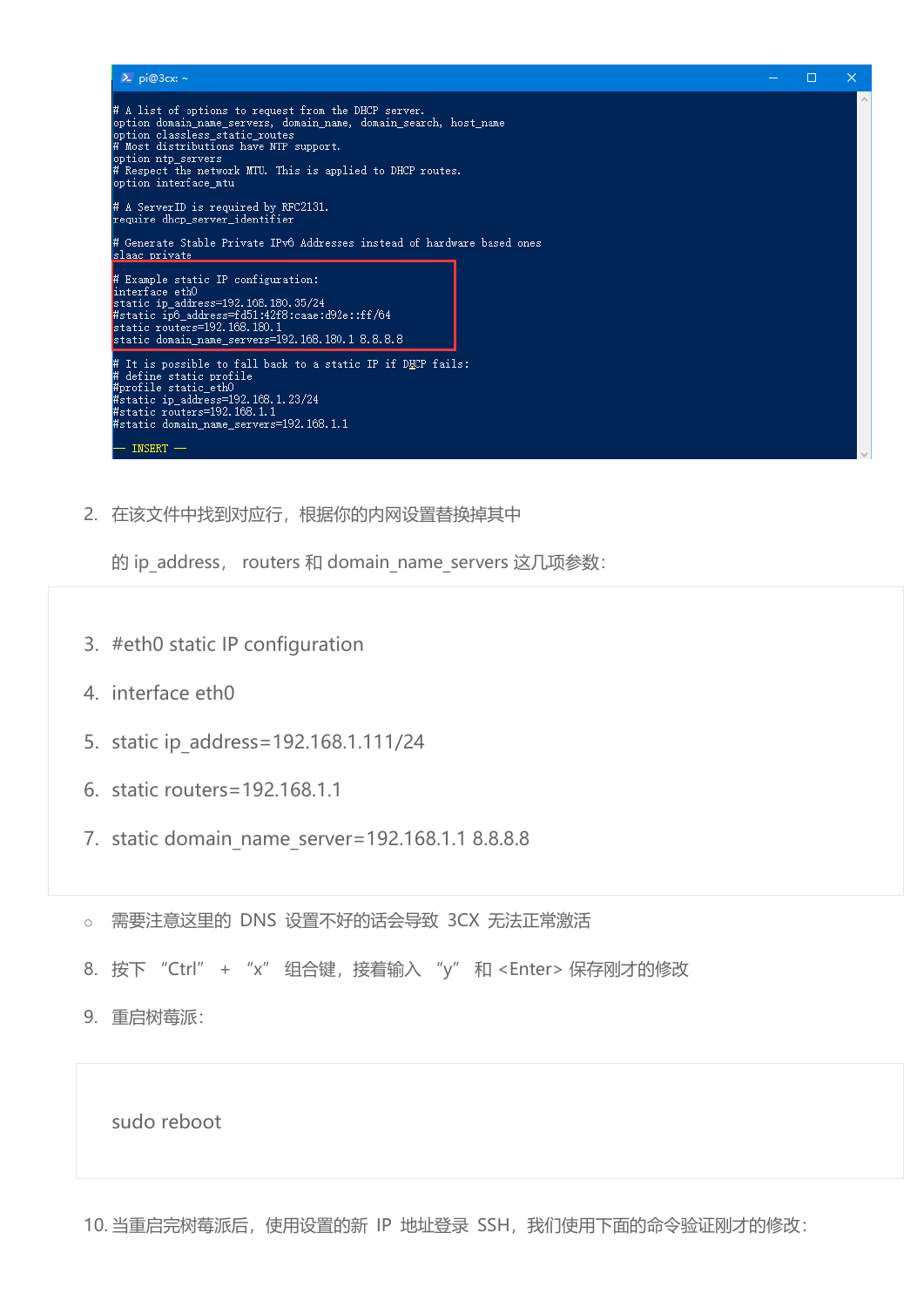```
pi@3cx: ~

# A list of options to request from the DHCP server.
option domain_name_servers, domain_name, domain_search, host_name
option classless_static_routes
# Most distributions have NTP support.
option ntp_servers
# Respect the network MTU. This is applied to DHCP routes.
option interface_mtu

# A ServerID is required by RFC2131.
require dhcp_server_identifier

# Generate Stable Private IPv6 Addresses instead of hardware based ones
slaac private

# Example static IP configuration:
interface eth0
static ip_address=192.168.180.35/24
#static ip6_address=fd51:42f8:caae:d92e::ff/64
static routers=192.168.180.1
static domain_name_servers=192.168.180.1 8.8.8.8

# It is possible to fall back to a static IP if DHCP fails:
# define static profile
#profile static_eth0
#static ip_address=192.168.1.23/24
#static routers=192.168.1.1
#static domain_name_servers=192.168.1.1

-- INSERT --
```

2. 在该文件中找到对应行，根据你的内网设置替换掉其中的 ip_address， routers 和 domain_name_servers 这几项参数：

```
#eth0 static IP configuration
interface eth0
static ip_address=192.168.1.111/24
static routers=192.168.1.1
static domain_name_server=192.168.1.1 8.8.8.8
```

- 需要注意这里的 DNS 设置不好的话会导致 3CX 无法正常激活

8. 按下 "Ctrl" + "x" 组合键，接着输入 "y" 和 <Enter> 保存刚才的修改
9. 重启树莓派：

```
sudo reboot
```

10. 当重启完树莓派后，使用设置的新 IP 地址登录 SSH，我们使用下面的命令验证刚才的修改：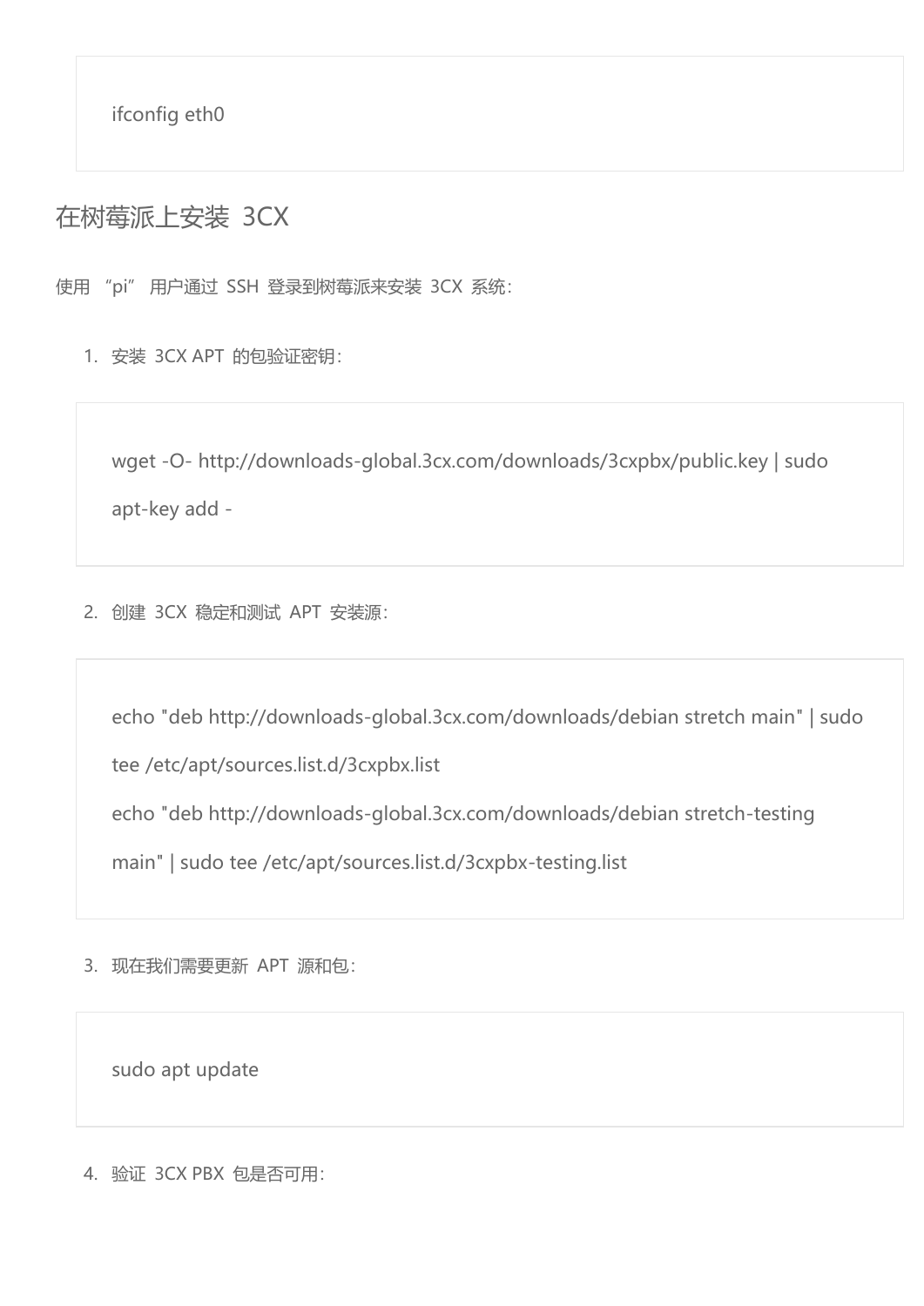```
ifconfig eth0
```

## 在树莓派上安装 3CX

使用 “pi” 用户通过 SSH 登录到树莓派来安装 3CX 系统：

1. 安装 3CX APT 的包验证密钥：

```
wget -O- http://downloads-global.3cx.com/downloads/3cxpbx/public.key | sudo apt-key add -
```

2. 创建 3CX 稳定和测试 APT 安装源：

```
echo "deb http://downloads-global.3cx.com/downloads/debian stretch main" | sudo tee /etc/apt/sources.list.d/3cxpbx.list
echo "deb http://downloads-global.3cx.com/downloads/debian stretch-testing main" | sudo tee /etc/apt/sources.list.d/3cxpbx-testing.list
```

3. 现在我们需要更新 APT 源和包：

```
sudo apt update
```

4. 验证 3CX PBX 包是否可用：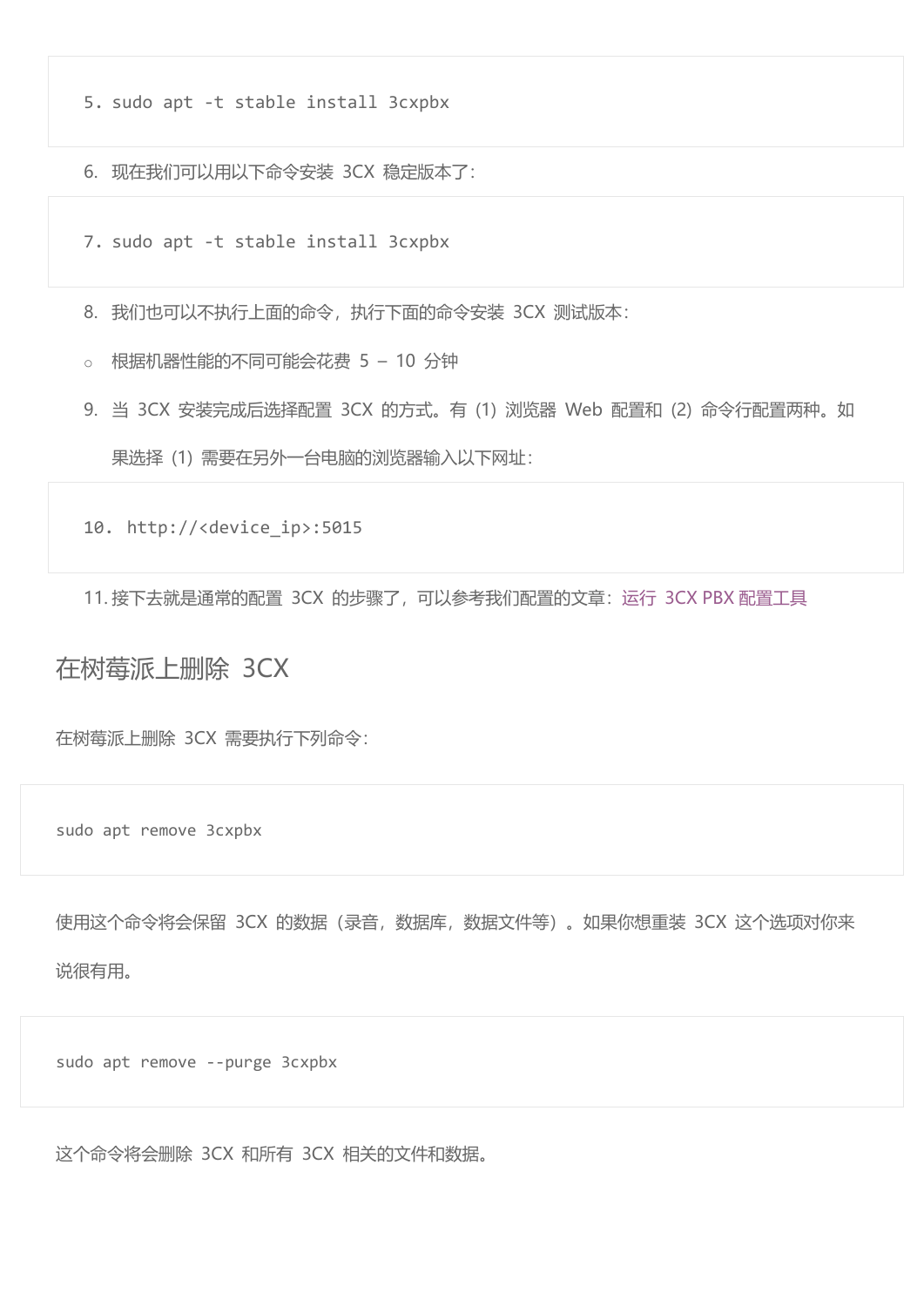```
5. sudo apt -t stable install 3cxpbx
```

6. 现在我们可以用以下命令安装 3CX 稳定版本了：

```
7. sudo apt -t stable install 3cxpbx
```

8. 我们也可以不执行上面的命令，执行下面的命令安装 3CX 测试版本：

   - 根据机器性能的不同可能会花费 5 – 10 分钟

9. 当 3CX 安装完成后选择配置 3CX 的方式。有 (1) 浏览器 Web 配置和 (2) 命令行配置两种。如果选择 (1) 需要在另外一台电脑的浏览器输入以下网址：

```
10. http://<device_ip>:5015
```

11. 接下去就是通常的配置 3CX 的步骤了，可以参考我们配置的文章：运行 3CX PBX 配置工具

## 在树莓派上删除 3CX

在树莓派上删除 3CX 需要执行下列命令：

```
sudo apt remove 3cxpbx
```

使用这个命令将会保留 3CX 的数据（录音，数据库，数据文件等）。如果你想重装 3CX 这个选项对你来说很有用。

```
sudo apt remove --purge 3cxpbx
```

这个命令将会删除 3CX 和所有 3CX 相关的文件和数据。